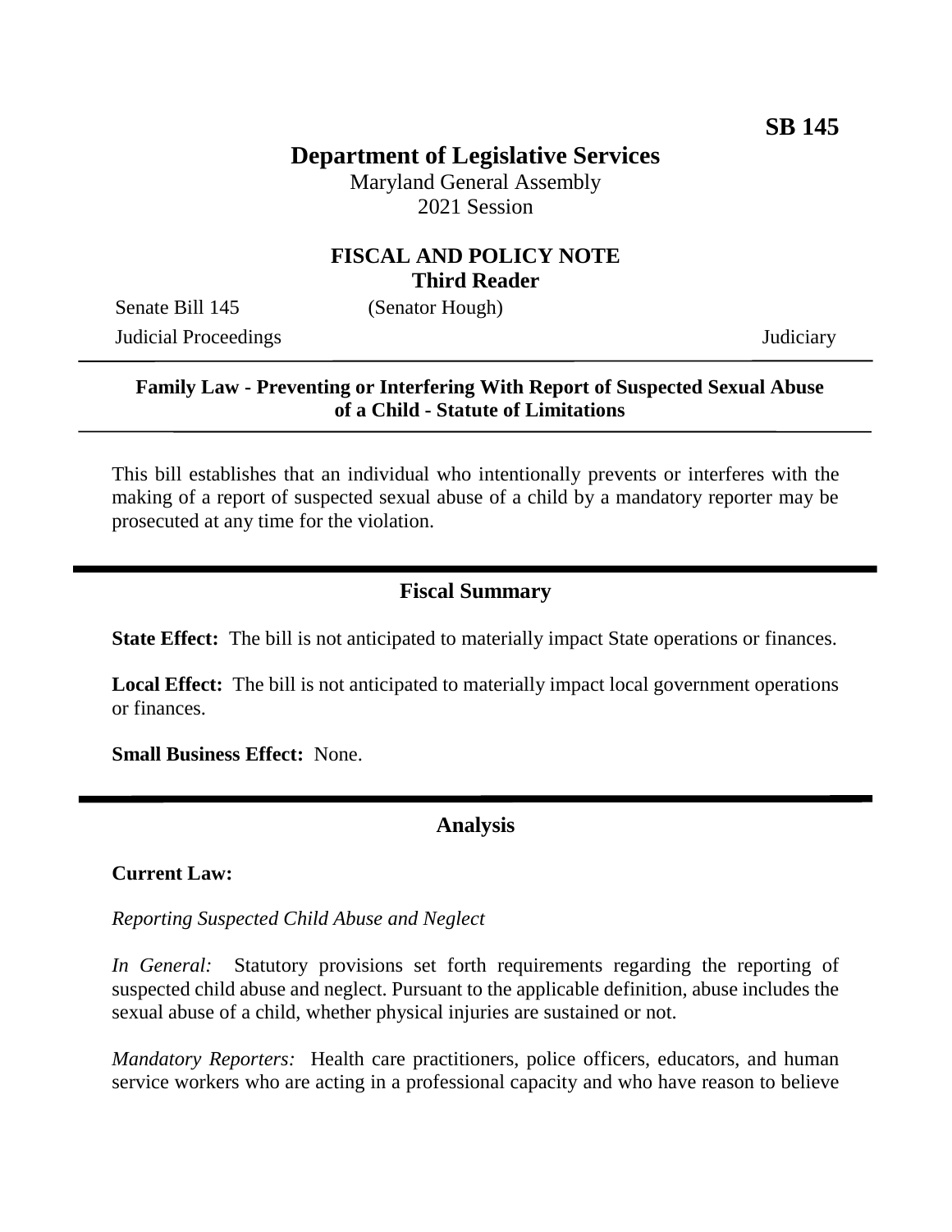**SB 145**

# Department of Legislative Services

Maryland General Assembly
2021 Session

## FISCAL AND POLICY NOTE
**Third Reader**

Senate Bill 145 (Senator Hough)
Judicial Proceedings Judiciary

---

**Family Law - Preventing or Interfering With Report of Suspected Sexual Abuse of a Child - Statute of Limitations**

---

This bill establishes that an individual who intentionally prevents or interferes with the making of a report of suspected sexual abuse of a child by a mandatory reporter may be prosecuted at any time for the violation.

---

## Fiscal Summary

**State Effect:** The bill is not anticipated to materially impact State operations or finances.

**Local Effect:** The bill is not anticipated to materially impact local government operations or finances.

**Small Business Effect:** None.

---

## Analysis

**Current Law:**

*Reporting Suspected Child Abuse and Neglect*

*In General:* Statutory provisions set forth requirements regarding the reporting of suspected child abuse and neglect. Pursuant to the applicable definition, abuse includes the sexual abuse of a child, whether physical injuries are sustained or not.

*Mandatory Reporters:* Health care practitioners, police officers, educators, and human service workers who are acting in a professional capacity and who have reason to believe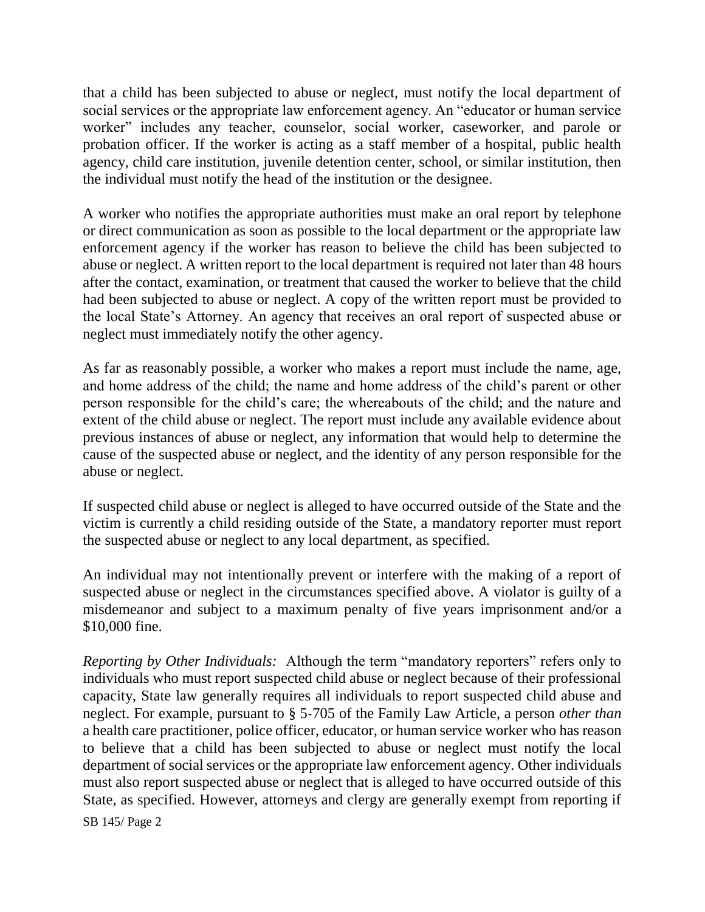that a child has been subjected to abuse or neglect, must notify the local department of social services or the appropriate law enforcement agency. An "educator or human service worker" includes any teacher, counselor, social worker, caseworker, and parole or probation officer. If the worker is acting as a staff member of a hospital, public health agency, child care institution, juvenile detention center, school, or similar institution, then the individual must notify the head of the institution or the designee.

A worker who notifies the appropriate authorities must make an oral report by telephone or direct communication as soon as possible to the local department or the appropriate law enforcement agency if the worker has reason to believe the child has been subjected to abuse or neglect. A written report to the local department is required not later than 48 hours after the contact, examination, or treatment that caused the worker to believe that the child had been subjected to abuse or neglect. A copy of the written report must be provided to the local State's Attorney. An agency that receives an oral report of suspected abuse or neglect must immediately notify the other agency.

As far as reasonably possible, a worker who makes a report must include the name, age, and home address of the child; the name and home address of the child's parent or other person responsible for the child's care; the whereabouts of the child; and the nature and extent of the child abuse or neglect. The report must include any available evidence about previous instances of abuse or neglect, any information that would help to determine the cause of the suspected abuse or neglect, and the identity of any person responsible for the abuse or neglect.

If suspected child abuse or neglect is alleged to have occurred outside of the State and the victim is currently a child residing outside of the State, a mandatory reporter must report the suspected abuse or neglect to any local department, as specified.

An individual may not intentionally prevent or interfere with the making of a report of suspected abuse or neglect in the circumstances specified above. A violator is guilty of a misdemeanor and subject to a maximum penalty of five years imprisonment and/or a $10,000 fine.

*Reporting by Other Individuals:* Although the term "mandatory reporters" refers only to individuals who must report suspected child abuse or neglect because of their professional capacity, State law generally requires all individuals to report suspected child abuse and neglect. For example, pursuant to § 5-705 of the Family Law Article, a person *other than* a health care practitioner, police officer, educator, or human service worker who has reason to believe that a child has been subjected to abuse or neglect must notify the local department of social services or the appropriate law enforcement agency. Other individuals must also report suspected abuse or neglect that is alleged to have occurred outside of this State, as specified. However, attorneys and clergy are generally exempt from reporting if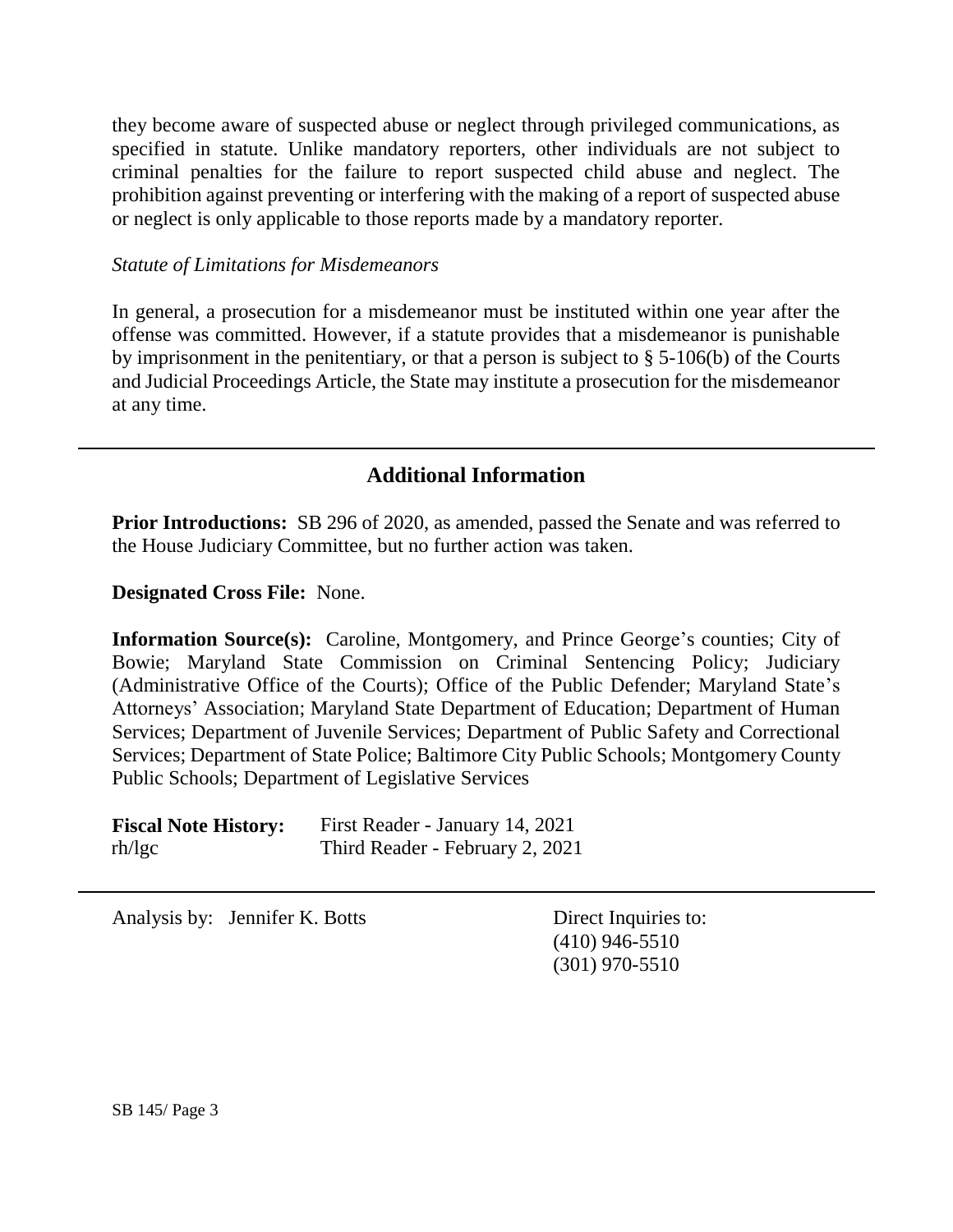they become aware of suspected abuse or neglect through privileged communications, as specified in statute. Unlike mandatory reporters, other individuals are not subject to criminal penalties for the failure to report suspected child abuse and neglect. The prohibition against preventing or interfering with the making of a report of suspected abuse or neglect is only applicable to those reports made by a mandatory reporter.

*Statute of Limitations for Misdemeanors*

In general, a prosecution for a misdemeanor must be instituted within one year after the offense was committed. However, if a statute provides that a misdemeanor is punishable by imprisonment in the penitentiary, or that a person is subject to § 5-106(b) of the Courts and Judicial Proceedings Article, the State may institute a prosecution for the misdemeanor at any time.

## Additional Information

**Prior Introductions:** SB 296 of 2020, as amended, passed the Senate and was referred to the House Judiciary Committee, but no further action was taken.

**Designated Cross File:** None.

**Information Source(s):** Caroline, Montgomery, and Prince George's counties; City of Bowie; Maryland State Commission on Criminal Sentencing Policy; Judiciary (Administrative Office of the Courts); Office of the Public Defender; Maryland State's Attorneys' Association; Maryland State Department of Education; Department of Human Services; Department of Juvenile Services; Department of Public Safety and Correctional Services; Department of State Police; Baltimore City Public Schools; Montgomery County Public Schools; Department of Legislative Services

**Fiscal Note History:** First Reader - January 14, 2021
rh/lgc Third Reader - February 2, 2021

Analysis by: Jennifer K. Botts

Direct Inquiries to:
(410) 946-5510
(301) 970-5510